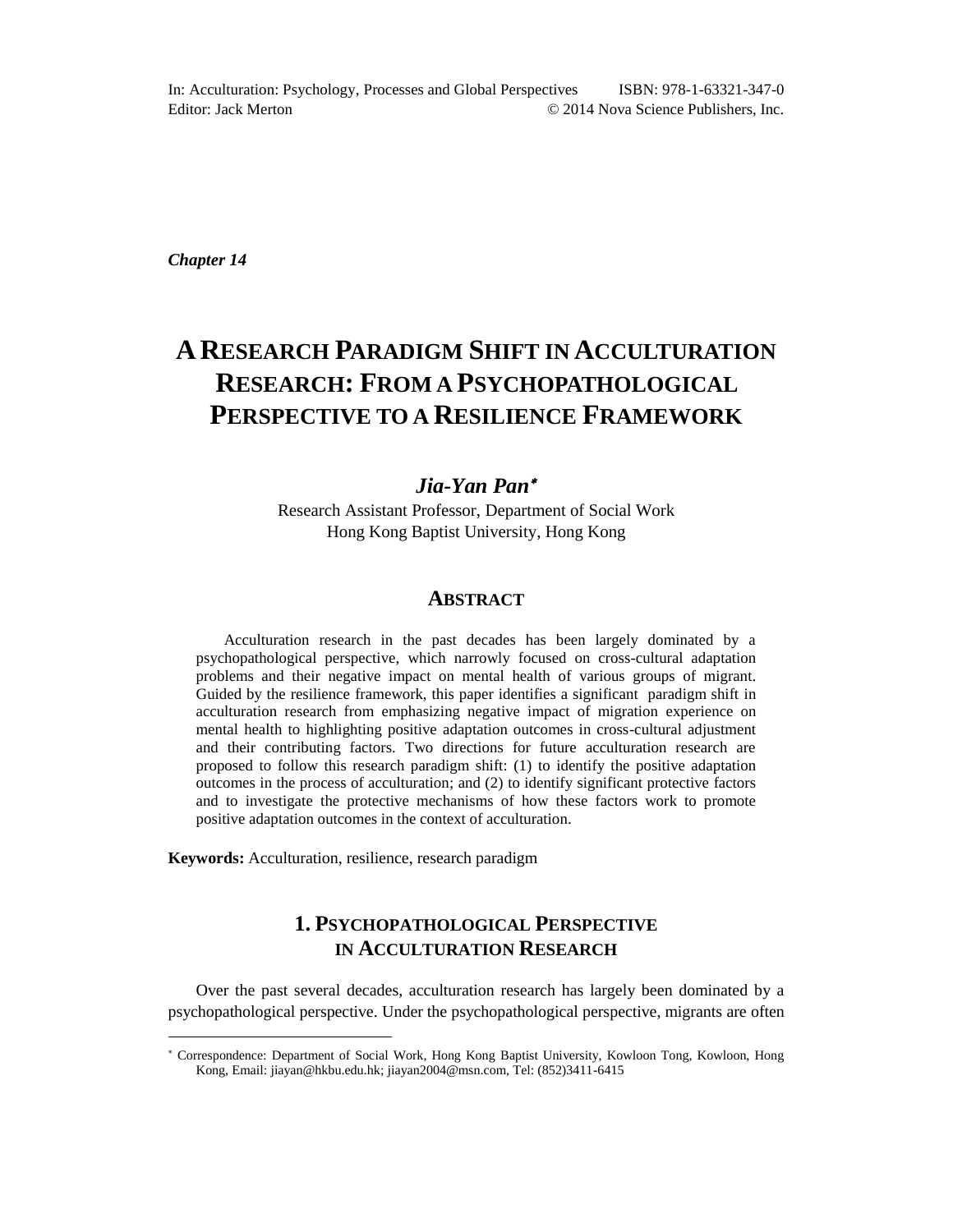In: Acculturation: Psychology, Processes and Global Perspectives ISBN: 978-1-63321-347-0
Editor: Jack Merton © 2014 Nova Science Publishers, Inc.

*Chapter 14*

# A Research Paradigm Shift in Acculturation Research: From a Psychopathological Perspective to a Resilience Framework

***Jia-Yan Pan*** *

Research Assistant Professor, Department of Social Work
Hong Kong Baptist University, Hong Kong

## Abstract

Acculturation research in the past decades has been largely dominated by a psychopathological perspective, which narrowly focused on cross-cultural adaptation problems and their negative impact on mental health of various groups of migrant. Guided by the resilience framework, this paper identifies a significant paradigm shift in acculturation research from emphasizing negative impact of migration experience on mental health to highlighting positive adaptation outcomes in cross-cultural adjustment and their contributing factors. Two directions for future acculturation research are proposed to follow this research paradigm shift: (1) to identify the positive adaptation outcomes in the process of acculturation; and (2) to identify significant protective factors and to investigate the protective mechanisms of how these factors work to promote positive adaptation outcomes in the context of acculturation.

**Keywords:** Acculturation, resilience, research paradigm

## 1. Psychopathological Perspective in Acculturation Research

Over the past several decades, acculturation research has largely been dominated by a psychopathological perspective. Under the psychopathological perspective, migrants are often

---

* Correspondence: Department of Social Work, Hong Kong Baptist University, Kowloon Tong, Kowloon, Hong Kong, Email: jiayan@hkbu.edu.hk; jiayan2004@msn.com, Tel: (852)3411-6415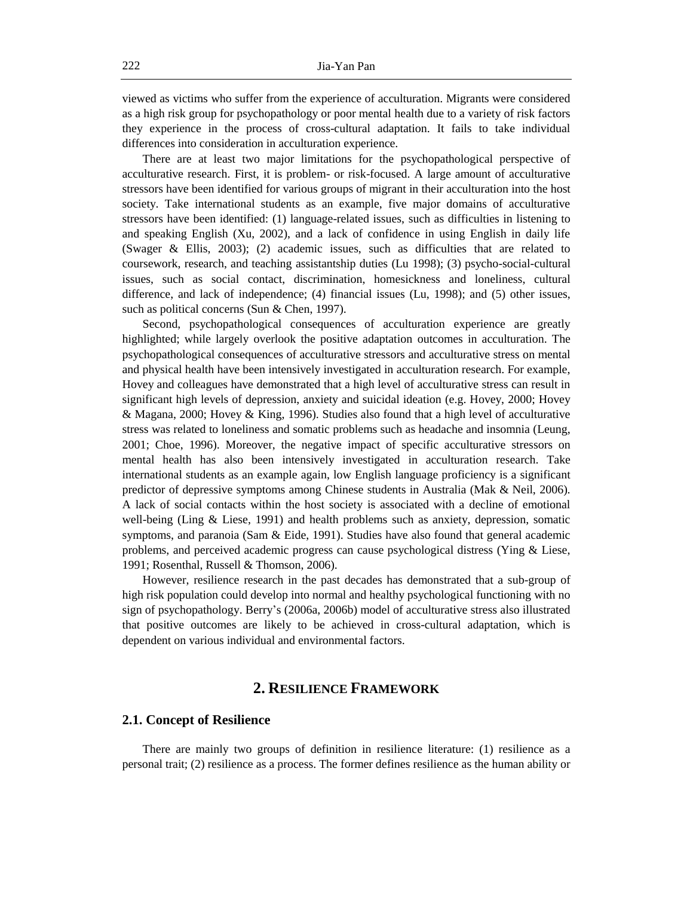viewed as victims who suffer from the experience of acculturation. Migrants were considered as a high risk group for psychopathology or poor mental health due to a variety of risk factors they experience in the process of cross-cultural adaptation. It fails to take individual differences into consideration in acculturation experience.

There are at least two major limitations for the psychopathological perspective of acculturative research. First, it is problem- or risk-focused. A large amount of acculturative stressors have been identified for various groups of migrant in their acculturation into the host society. Take international students as an example, five major domains of acculturative stressors have been identified: (1) language-related issues, such as difficulties in listening to and speaking English (Xu, 2002), and a lack of confidence in using English in daily life (Swager & Ellis, 2003); (2) academic issues, such as difficulties that are related to coursework, research, and teaching assistantship duties (Lu 1998); (3) psycho-social-cultural issues, such as social contact, discrimination, homesickness and loneliness, cultural difference, and lack of independence; (4) financial issues (Lu, 1998); and (5) other issues, such as political concerns (Sun & Chen, 1997).

Second, psychopathological consequences of acculturation experience are greatly highlighted; while largely overlook the positive adaptation outcomes in acculturation. The psychopathological consequences of acculturative stressors and acculturative stress on mental and physical health have been intensively investigated in acculturation research. For example, Hovey and colleagues have demonstrated that a high level of acculturative stress can result in significant high levels of depression, anxiety and suicidal ideation (e.g. Hovey, 2000; Hovey & Magana, 2000; Hovey & King, 1996). Studies also found that a high level of acculturative stress was related to loneliness and somatic problems such as headache and insomnia (Leung, 2001; Choe, 1996). Moreover, the negative impact of specific acculturative stressors on mental health has also been intensively investigated in acculturation research. Take international students as an example again, low English language proficiency is a significant predictor of depressive symptoms among Chinese students in Australia (Mak & Neil, 2006). A lack of social contacts within the host society is associated with a decline of emotional well-being (Ling & Liese, 1991) and health problems such as anxiety, depression, somatic symptoms, and paranoia (Sam & Eide, 1991). Studies have also found that general academic problems, and perceived academic progress can cause psychological distress (Ying & Liese, 1991; Rosenthal, Russell & Thomson, 2006).

However, resilience research in the past decades has demonstrated that a sub-group of high risk population could develop into normal and healthy psychological functioning with no sign of psychopathology. Berry's (2006a, 2006b) model of acculturative stress also illustrated that positive outcomes are likely to be achieved in cross-cultural adaptation, which is dependent on various individual and environmental factors.

## 2. Resilience Framework

### 2.1. Concept of Resilience

There are mainly two groups of definition in resilience literature: (1) resilience as a personal trait; (2) resilience as a process. The former defines resilience as the human ability or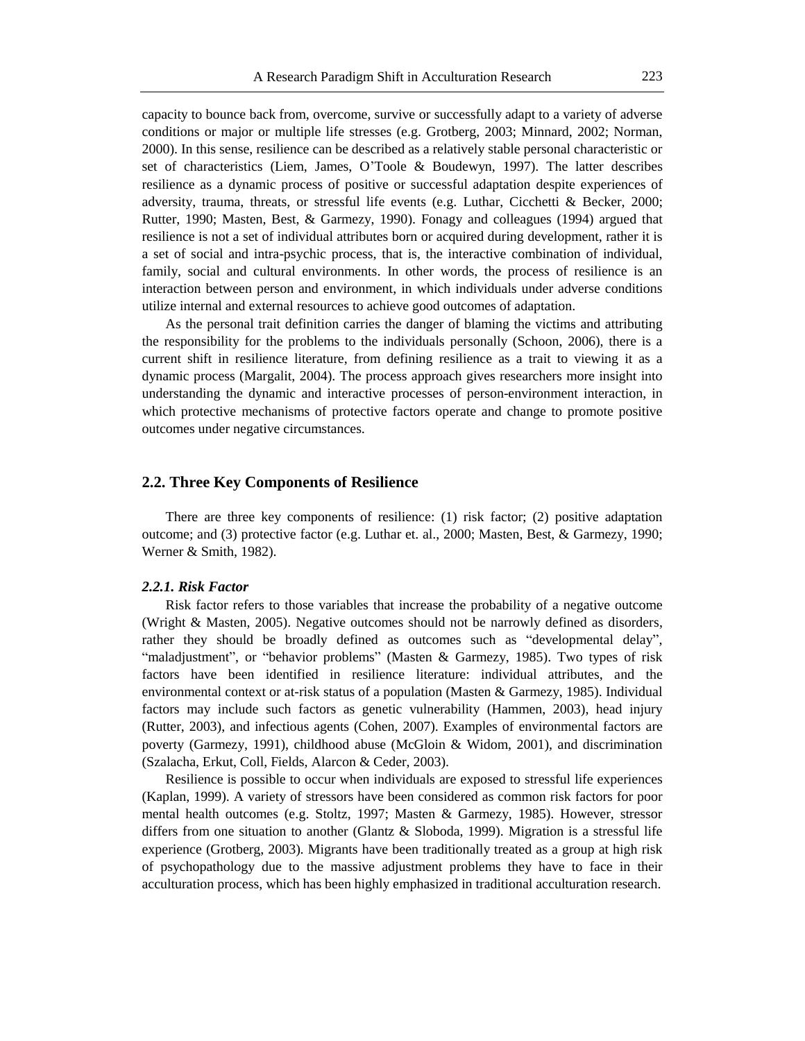capacity to bounce back from, overcome, survive or successfully adapt to a variety of adverse conditions or major or multiple life stresses (e.g. Grotberg, 2003; Minnard, 2002; Norman, 2000). In this sense, resilience can be described as a relatively stable personal characteristic or set of characteristics (Liem, James, O'Toole & Boudewyn, 1997). The latter describes resilience as a dynamic process of positive or successful adaptation despite experiences of adversity, trauma, threats, or stressful life events (e.g. Luthar, Cicchetti & Becker, 2000; Rutter, 1990; Masten, Best, & Garmezy, 1990). Fonagy and colleagues (1994) argued that resilience is not a set of individual attributes born or acquired during development, rather it is a set of social and intra-psychic process, that is, the interactive combination of individual, family, social and cultural environments. In other words, the process of resilience is an interaction between person and environment, in which individuals under adverse conditions utilize internal and external resources to achieve good outcomes of adaptation.

As the personal trait definition carries the danger of blaming the victims and attributing the responsibility for the problems to the individuals personally (Schoon, 2006), there is a current shift in resilience literature, from defining resilience as a trait to viewing it as a dynamic process (Margalit, 2004). The process approach gives researchers more insight into understanding the dynamic and interactive processes of person-environment interaction, in which protective mechanisms of protective factors operate and change to promote positive outcomes under negative circumstances.

## 2.2. Three Key Components of Resilience

There are three key components of resilience: (1) risk factor; (2) positive adaptation outcome; and (3) protective factor (e.g. Luthar et. al., 2000; Masten, Best, & Garmezy, 1990; Werner & Smith, 1982).

### *2.2.1. Risk Factor*

Risk factor refers to those variables that increase the probability of a negative outcome (Wright & Masten, 2005). Negative outcomes should not be narrowly defined as disorders, rather they should be broadly defined as outcomes such as "developmental delay", "maladjustment", or "behavior problems" (Masten & Garmezy, 1985). Two types of risk factors have been identified in resilience literature: individual attributes, and the environmental context or at-risk status of a population (Masten & Garmezy, 1985). Individual factors may include such factors as genetic vulnerability (Hammen, 2003), head injury (Rutter, 2003), and infectious agents (Cohen, 2007). Examples of environmental factors are poverty (Garmezy, 1991), childhood abuse (McGloin & Widom, 2001), and discrimination (Szalacha, Erkut, Coll, Fields, Alarcon & Ceder, 2003).

Resilience is possible to occur when individuals are exposed to stressful life experiences (Kaplan, 1999). A variety of stressors have been considered as common risk factors for poor mental health outcomes (e.g. Stoltz, 1997; Masten & Garmezy, 1985). However, stressor differs from one situation to another (Glantz & Sloboda, 1999). Migration is a stressful life experience (Grotberg, 2003). Migrants have been traditionally treated as a group at high risk of psychopathology due to the massive adjustment problems they have to face in their acculturation process, which has been highly emphasized in traditional acculturation research.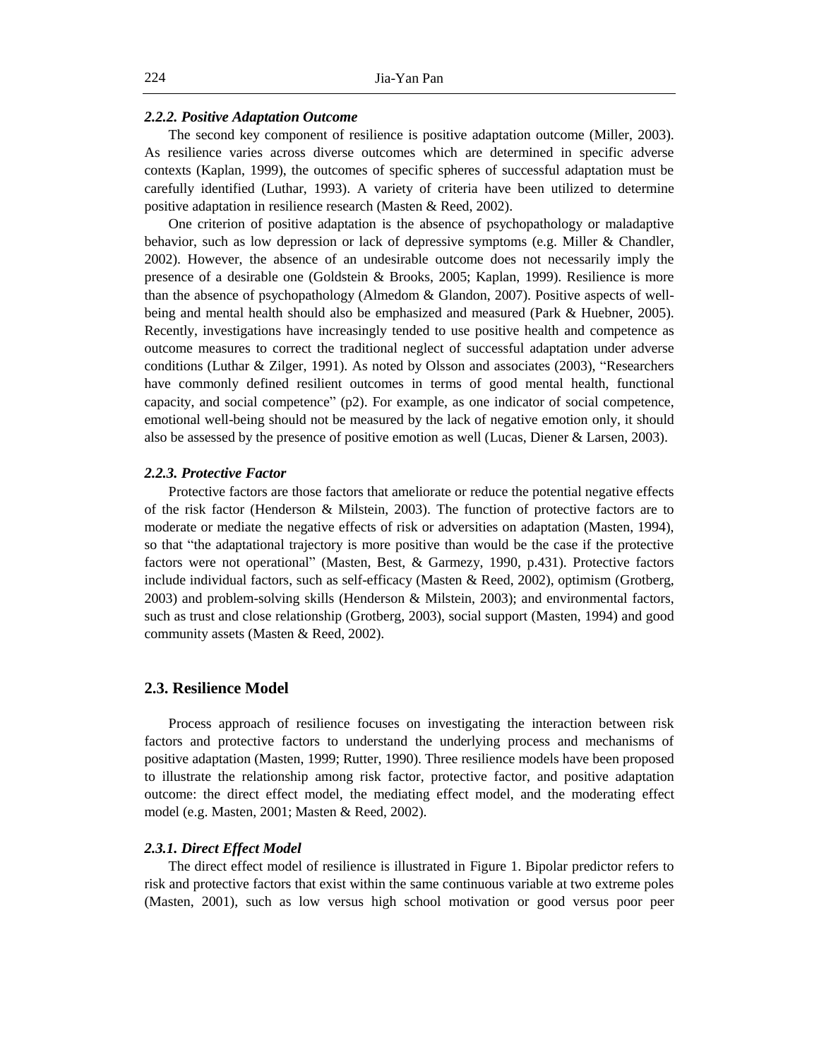#### *2.2.2. Positive Adaptation Outcome*

The second key component of resilience is positive adaptation outcome (Miller, 2003). As resilience varies across diverse outcomes which are determined in specific adverse contexts (Kaplan, 1999), the outcomes of specific spheres of successful adaptation must be carefully identified (Luthar, 1993). A variety of criteria have been utilized to determine positive adaptation in resilience research (Masten & Reed, 2002).

One criterion of positive adaptation is the absence of psychopathology or maladaptive behavior, such as low depression or lack of depressive symptoms (e.g. Miller & Chandler, 2002). However, the absence of an undesirable outcome does not necessarily imply the presence of a desirable one (Goldstein & Brooks, 2005; Kaplan, 1999). Resilience is more than the absence of psychopathology (Almedom & Glandon, 2007). Positive aspects of well-being and mental health should also be emphasized and measured (Park & Huebner, 2005). Recently, investigations have increasingly tended to use positive health and competence as outcome measures to correct the traditional neglect of successful adaptation under adverse conditions (Luthar & Zilger, 1991). As noted by Olsson and associates (2003), "Researchers have commonly defined resilient outcomes in terms of good mental health, functional capacity, and social competence" (p2). For example, as one indicator of social competence, emotional well-being should not be measured by the lack of negative emotion only, it should also be assessed by the presence of positive emotion as well (Lucas, Diener & Larsen, 2003).

#### *2.2.3. Protective Factor*

Protective factors are those factors that ameliorate or reduce the potential negative effects of the risk factor (Henderson & Milstein, 2003). The function of protective factors are to moderate or mediate the negative effects of risk or adversities on adaptation (Masten, 1994), so that "the adaptational trajectory is more positive than would be the case if the protective factors were not operational" (Masten, Best, & Garmezy, 1990, p.431). Protective factors include individual factors, such as self-efficacy (Masten & Reed, 2002), optimism (Grotberg, 2003) and problem-solving skills (Henderson & Milstein, 2003); and environmental factors, such as trust and close relationship (Grotberg, 2003), social support (Masten, 1994) and good community assets (Masten & Reed, 2002).

### 2.3. Resilience Model

Process approach of resilience focuses on investigating the interaction between risk factors and protective factors to understand the underlying process and mechanisms of positive adaptation (Masten, 1999; Rutter, 1990). Three resilience models have been proposed to illustrate the relationship among risk factor, protective factor, and positive adaptation outcome: the direct effect model, the mediating effect model, and the moderating effect model (e.g. Masten, 2001; Masten & Reed, 2002).

#### *2.3.1. Direct Effect Model*

The direct effect model of resilience is illustrated in Figure 1. Bipolar predictor refers to risk and protective factors that exist within the same continuous variable at two extreme poles (Masten, 2001), such as low versus high school motivation or good versus poor peer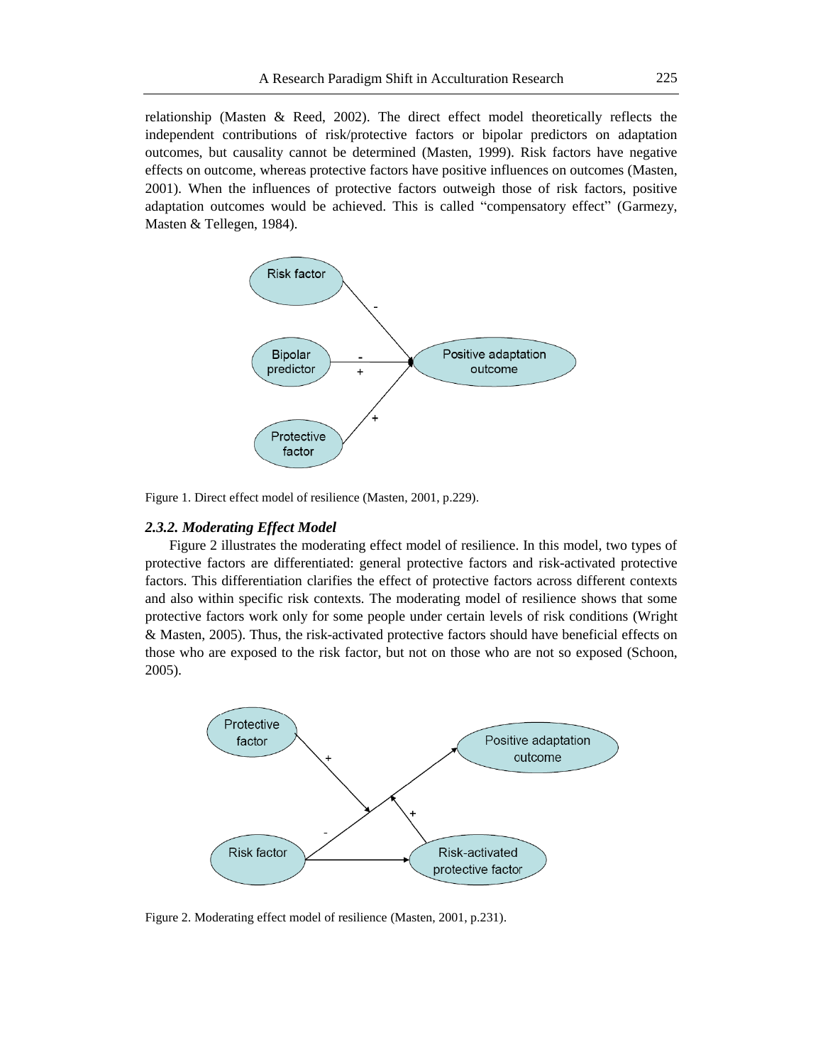relationship (Masten & Reed, 2002). The direct effect model theoretically reflects the independent contributions of risk/protective factors or bipolar predictors on adaptation outcomes, but causality cannot be determined (Masten, 1999). Risk factors have negative effects on outcome, whereas protective factors have positive influences on outcomes (Masten, 2001). When the influences of protective factors outweigh those of risk factors, positive adaptation outcomes would be achieved. This is called "compensatory effect" (Garmezy, Masten & Tellegen, 1984).

Figure 1. Direct effect model of resilience (Masten, 2001, p.229).

### *2.3.2. Moderating Effect Model*

Figure 2 illustrates the moderating effect model of resilience. In this model, two types of protective factors are differentiated: general protective factors and risk-activated protective factors. This differentiation clarifies the effect of protective factors across different contexts and also within specific risk contexts. The moderating model of resilience shows that some protective factors work only for some people under certain levels of risk conditions (Wright & Masten, 2005). Thus, the risk-activated protective factors should have beneficial effects on those who are exposed to the risk factor, but not on those who are not so exposed (Schoon, 2005).

Figure 2. Moderating effect model of resilience (Masten, 2001, p.231).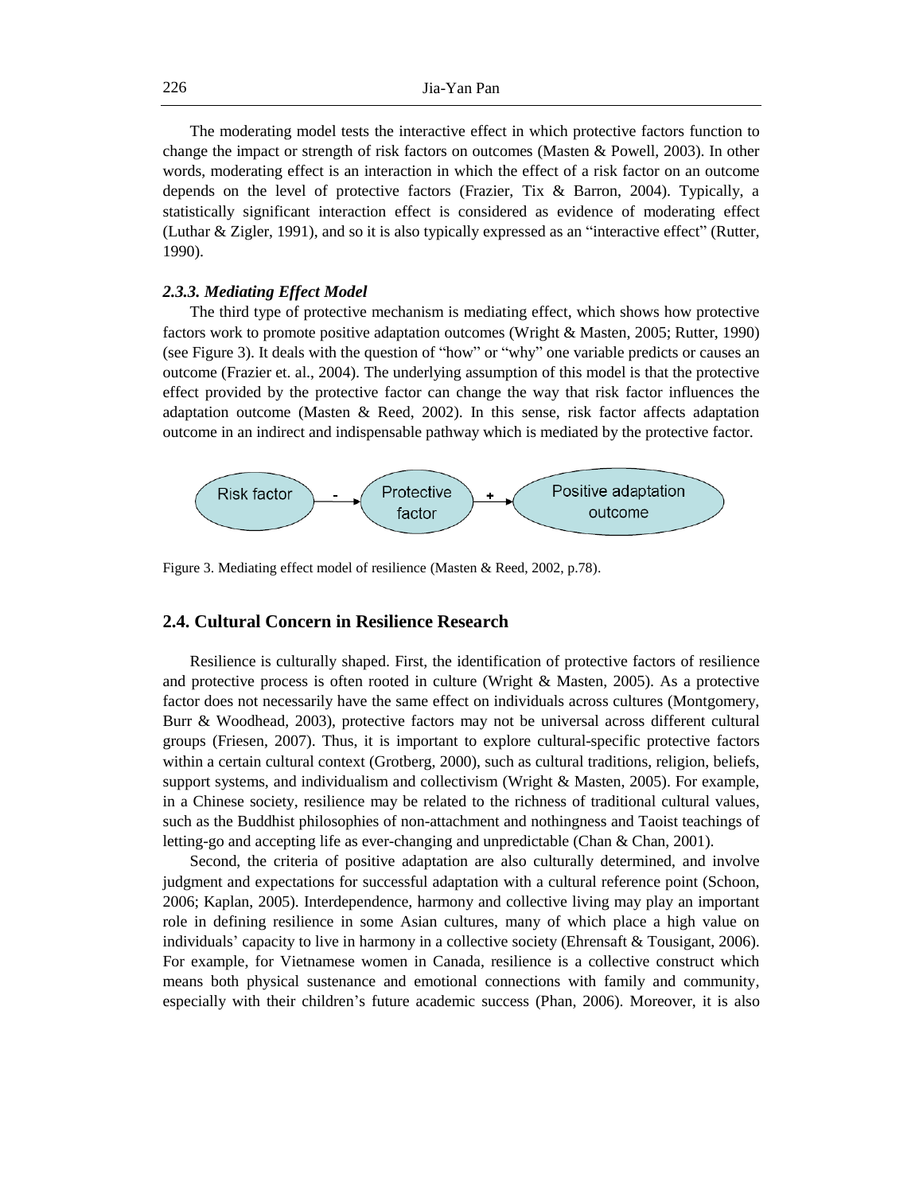The moderating model tests the interactive effect in which protective factors function to change the impact or strength of risk factors on outcomes (Masten & Powell, 2003). In other words, moderating effect is an interaction in which the effect of a risk factor on an outcome depends on the level of protective factors (Frazier, Tix & Barron, 2004). Typically, a statistically significant interaction effect is considered as evidence of moderating effect (Luthar & Zigler, 1991), and so it is also typically expressed as an "interactive effect" (Rutter, 1990).

### *2.3.3. Mediating Effect Model*

The third type of protective mechanism is mediating effect, which shows how protective factors work to promote positive adaptation outcomes (Wright & Masten, 2005; Rutter, 1990) (see Figure 3). It deals with the question of "how" or "why" one variable predicts or causes an outcome (Frazier et. al., 2004). The underlying assumption of this model is that the protective effect provided by the protective factor can change the way that risk factor influences the adaptation outcome (Masten & Reed, 2002). In this sense, risk factor affects adaptation outcome in an indirect and indispensable pathway which is mediated by the protective factor.

Risk factor → (-) Protective factor → (+) Positive adaptation outcome

Figure 3. Mediating effect model of resilience (Masten & Reed, 2002, p.78).

## 2.4. Cultural Concern in Resilience Research

Resilience is culturally shaped. First, the identification of protective factors of resilience and protective process is often rooted in culture (Wright & Masten, 2005). As a protective factor does not necessarily have the same effect on individuals across cultures (Montgomery, Burr & Woodhead, 2003), protective factors may not be universal across different cultural groups (Friesen, 2007). Thus, it is important to explore cultural-specific protective factors within a certain cultural context (Grotberg, 2000), such as cultural traditions, religion, beliefs, support systems, and individualism and collectivism (Wright & Masten, 2005). For example, in a Chinese society, resilience may be related to the richness of traditional cultural values, such as the Buddhist philosophies of non-attachment and nothingness and Taoist teachings of letting-go and accepting life as ever-changing and unpredictable (Chan & Chan, 2001).

Second, the criteria of positive adaptation are also culturally determined, and involve judgment and expectations for successful adaptation with a cultural reference point (Schoon, 2006; Kaplan, 2005). Interdependence, harmony and collective living may play an important role in defining resilience in some Asian cultures, many of which place a high value on individuals' capacity to live in harmony in a collective society (Ehrensaft & Tousigant, 2006). For example, for Vietnamese women in Canada, resilience is a collective construct which means both physical sustenance and emotional connections with family and community, especially with their children's future academic success (Phan, 2006). Moreover, it is also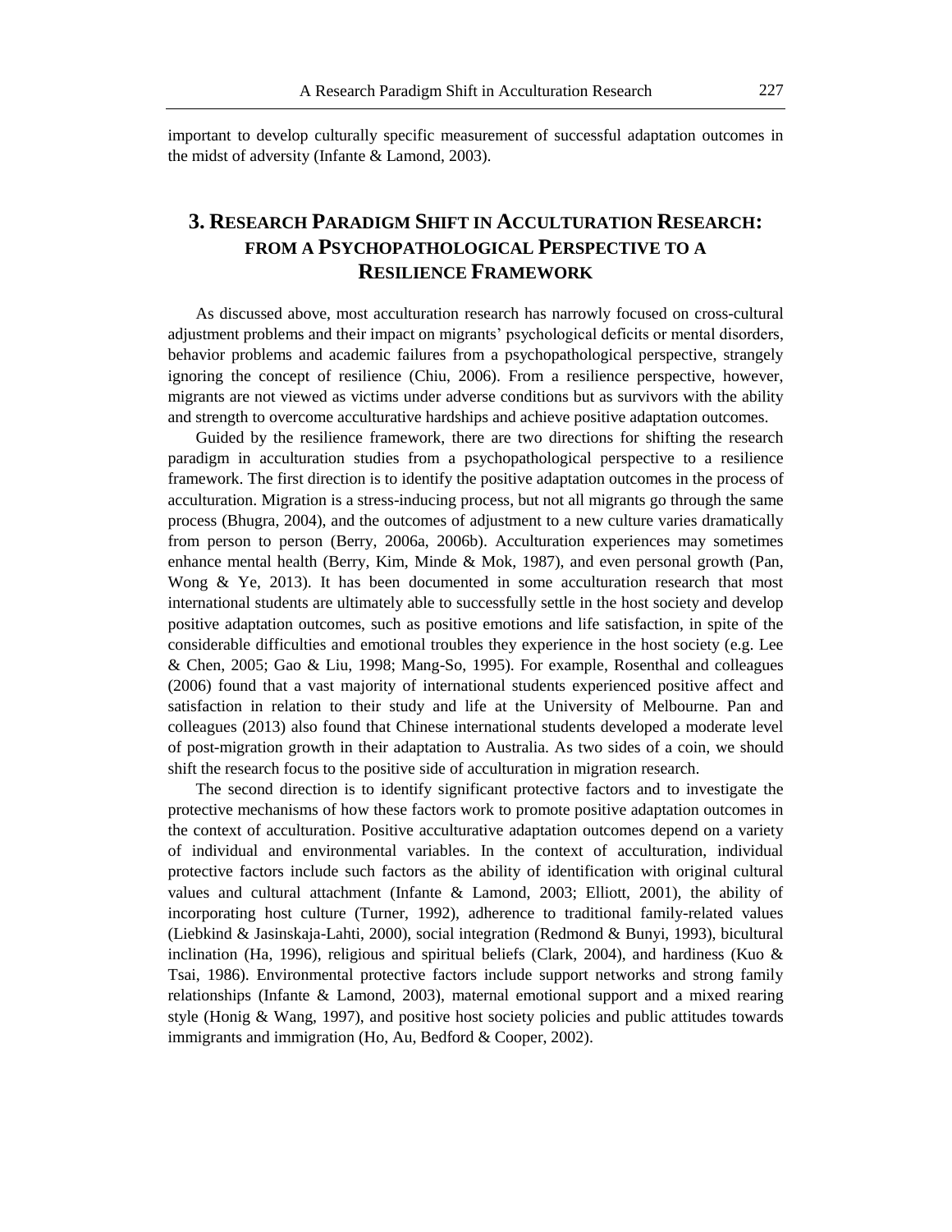important to develop culturally specific measurement of successful adaptation outcomes in the midst of adversity (Infante & Lamond, 2003).

## 3. RESEARCH PARADIGM SHIFT IN ACCULTURATION RESEARCH: FROM A PSYCHOPATHOLOGICAL PERSPECTIVE TO A RESILIENCE FRAMEWORK

As discussed above, most acculturation research has narrowly focused on cross-cultural adjustment problems and their impact on migrants' psychological deficits or mental disorders, behavior problems and academic failures from a psychopathological perspective, strangely ignoring the concept of resilience (Chiu, 2006). From a resilience perspective, however, migrants are not viewed as victims under adverse conditions but as survivors with the ability and strength to overcome acculturative hardships and achieve positive adaptation outcomes.

Guided by the resilience framework, there are two directions for shifting the research paradigm in acculturation studies from a psychopathological perspective to a resilience framework. The first direction is to identify the positive adaptation outcomes in the process of acculturation. Migration is a stress-inducing process, but not all migrants go through the same process (Bhugra, 2004), and the outcomes of adjustment to a new culture varies dramatically from person to person (Berry, 2006a, 2006b). Acculturation experiences may sometimes enhance mental health (Berry, Kim, Minde & Mok, 1987), and even personal growth (Pan, Wong & Ye, 2013). It has been documented in some acculturation research that most international students are ultimately able to successfully settle in the host society and develop positive adaptation outcomes, such as positive emotions and life satisfaction, in spite of the considerable difficulties and emotional troubles they experience in the host society (e.g. Lee & Chen, 2005; Gao & Liu, 1998; Mang-So, 1995). For example, Rosenthal and colleagues (2006) found that a vast majority of international students experienced positive affect and satisfaction in relation to their study and life at the University of Melbourne. Pan and colleagues (2013) also found that Chinese international students developed a moderate level of post-migration growth in their adaptation to Australia. As two sides of a coin, we should shift the research focus to the positive side of acculturation in migration research.

The second direction is to identify significant protective factors and to investigate the protective mechanisms of how these factors work to promote positive adaptation outcomes in the context of acculturation. Positive acculturative adaptation outcomes depend on a variety of individual and environmental variables. In the context of acculturation, individual protective factors include such factors as the ability of identification with original cultural values and cultural attachment (Infante & Lamond, 2003; Elliott, 2001), the ability of incorporating host culture (Turner, 1992), adherence to traditional family-related values (Liebkind & Jasinskaja-Lahti, 2000), social integration (Redmond & Bunyi, 1993), bicultural inclination (Ha, 1996), religious and spiritual beliefs (Clark, 2004), and hardiness (Kuo & Tsai, 1986). Environmental protective factors include support networks and strong family relationships (Infante & Lamond, 2003), maternal emotional support and a mixed rearing style (Honig & Wang, 1997), and positive host society policies and public attitudes towards immigrants and immigration (Ho, Au, Bedford & Cooper, 2002).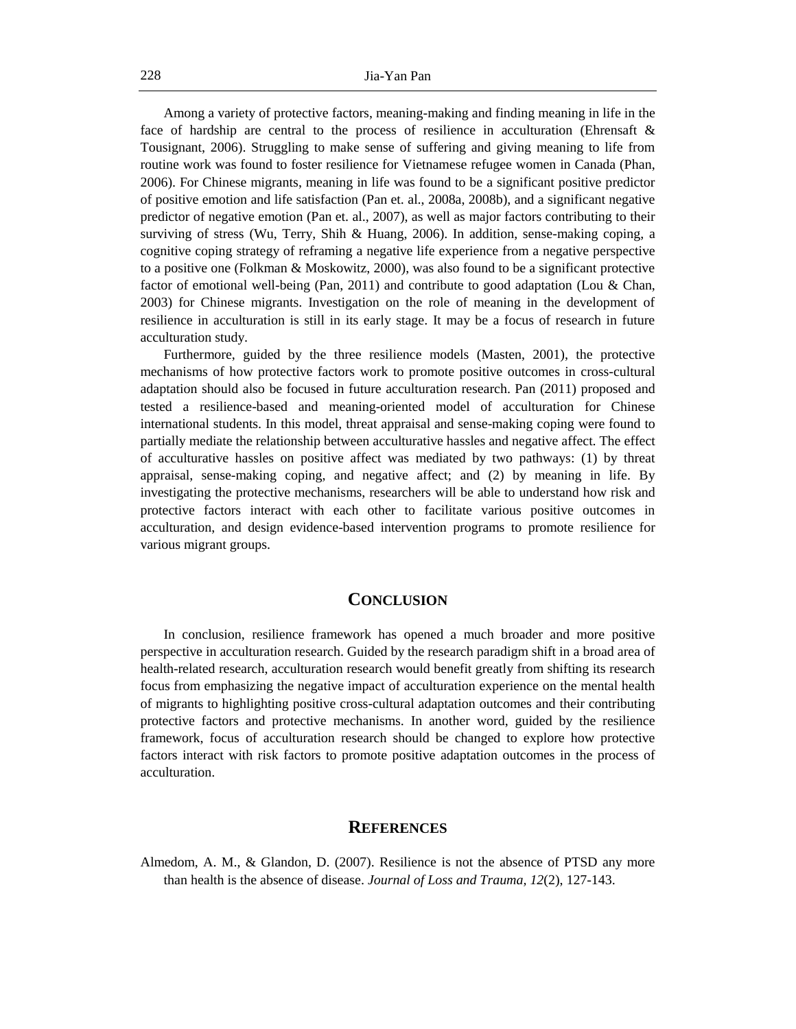Among a variety of protective factors, meaning-making and finding meaning in life in the face of hardship are central to the process of resilience in acculturation (Ehrensaft & Tousignant, 2006). Struggling to make sense of suffering and giving meaning to life from routine work was found to foster resilience for Vietnamese refugee women in Canada (Phan, 2006). For Chinese migrants, meaning in life was found to be a significant positive predictor of positive emotion and life satisfaction (Pan et. al., 2008a, 2008b), and a significant negative predictor of negative emotion (Pan et. al., 2007), as well as major factors contributing to their surviving of stress (Wu, Terry, Shih & Huang, 2006). In addition, sense-making coping, a cognitive coping strategy of reframing a negative life experience from a negative perspective to a positive one (Folkman & Moskowitz, 2000), was also found to be a significant protective factor of emotional well-being (Pan, 2011) and contribute to good adaptation (Lou & Chan, 2003) for Chinese migrants. Investigation on the role of meaning in the development of resilience in acculturation is still in its early stage. It may be a focus of research in future acculturation study.

Furthermore, guided by the three resilience models (Masten, 2001), the protective mechanisms of how protective factors work to promote positive outcomes in cross-cultural adaptation should also be focused in future acculturation research. Pan (2011) proposed and tested a resilience-based and meaning-oriented model of acculturation for Chinese international students. In this model, threat appraisal and sense-making coping were found to partially mediate the relationship between acculturative hassles and negative affect. The effect of acculturative hassles on positive affect was mediated by two pathways: (1) by threat appraisal, sense-making coping, and negative affect; and (2) by meaning in life. By investigating the protective mechanisms, researchers will be able to understand how risk and protective factors interact with each other to facilitate various positive outcomes in acculturation, and design evidence-based intervention programs to promote resilience for various migrant groups.

## CONCLUSION

In conclusion, resilience framework has opened a much broader and more positive perspective in acculturation research. Guided by the research paradigm shift in a broad area of health-related research, acculturation research would benefit greatly from shifting its research focus from emphasizing the negative impact of acculturation experience on the mental health of migrants to highlighting positive cross-cultural adaptation outcomes and their contributing protective factors and protective mechanisms. In another word, guided by the resilience framework, focus of acculturation research should be changed to explore how protective factors interact with risk factors to promote positive adaptation outcomes in the process of acculturation.

## REFERENCES

Almedom, A. M., & Glandon, D. (2007). Resilience is not the absence of PTSD any more than health is the absence of disease. *Journal of Loss and Trauma, 12*(2), 127-143.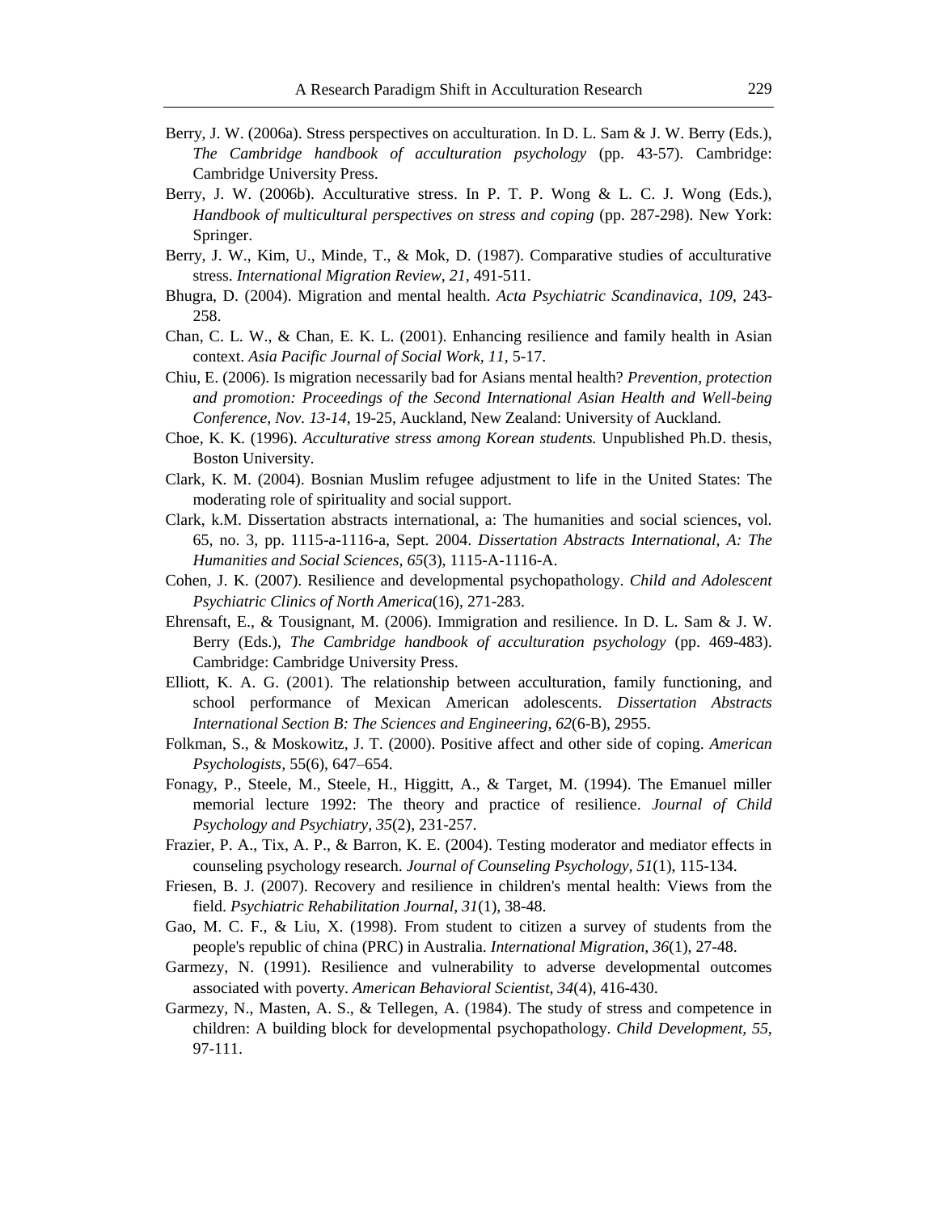Berry, J. W. (2006a). Stress perspectives on acculturation. In D. L. Sam & J. W. Berry (Eds.), *The Cambridge handbook of acculturation psychology* (pp. 43-57). Cambridge: Cambridge University Press.

Berry, J. W. (2006b). Acculturative stress. In P. T. P. Wong & L. C. J. Wong (Eds.), *Handbook of multicultural perspectives on stress and coping* (pp. 287-298). New York: Springer.

Berry, J. W., Kim, U., Minde, T., & Mok, D. (1987). Comparative studies of acculturative stress. *International Migration Review, 21*, 491-511.

Bhugra, D. (2004). Migration and mental health. *Acta Psychiatric Scandinavica, 109*, 243-258.

Chan, C. L. W., & Chan, E. K. L. (2001). Enhancing resilience and family health in Asian context. *Asia Pacific Journal of Social Work, 11*, 5-17.

Chiu, E. (2006). Is migration necessarily bad for Asians mental health? *Prevention, protection and promotion: Proceedings of the Second International Asian Health and Well-being Conference, Nov. 13-14*, 19-25, Auckland, New Zealand: University of Auckland.

Choe, K. K. (1996). *Acculturative stress among Korean students.* Unpublished Ph.D. thesis, Boston University.

Clark, K. M. (2004). Bosnian Muslim refugee adjustment to life in the United States: The moderating role of spirituality and social support.

Clark, k.M. Dissertation abstracts international, a: The humanities and social sciences, vol. 65, no. 3, pp. 1115-a-1116-a, Sept. 2004. *Dissertation Abstracts International, A: The Humanities and Social Sciences, 65*(3), 1115-A-1116-A.

Cohen, J. K. (2007). Resilience and developmental psychopathology. *Child and Adolescent Psychiatric Clinics of North America*(16), 271-283.

Ehrensaft, E., & Tousignant, M. (2006). Immigration and resilience. In D. L. Sam & J. W. Berry (Eds.), *The Cambridge handbook of acculturation psychology* (pp. 469-483). Cambridge: Cambridge University Press.

Elliott, K. A. G. (2001). The relationship between acculturation, family functioning, and school performance of Mexican American adolescents. *Dissertation Abstracts International Section B: The Sciences and Engineering, 62*(6-B), 2955.

Folkman, S., & Moskowitz, J. T. (2000). Positive affect and other side of coping. *American Psychologists*, 55(6), 647–654.

Fonagy, P., Steele, M., Steele, H., Higgitt, A., & Target, M. (1994). The Emanuel miller memorial lecture 1992: The theory and practice of resilience. *Journal of Child Psychology and Psychiatry, 35*(2), 231-257.

Frazier, P. A., Tix, A. P., & Barron, K. E. (2004). Testing moderator and mediator effects in counseling psychology research. *Journal of Counseling Psychology, 51*(1), 115-134.

Friesen, B. J. (2007). Recovery and resilience in children's mental health: Views from the field. *Psychiatric Rehabilitation Journal, 31*(1), 38-48.

Gao, M. C. F., & Liu, X. (1998). From student to citizen a survey of students from the people's republic of china (PRC) in Australia. *International Migration, 36*(1), 27-48.

Garmezy, N. (1991). Resilience and vulnerability to adverse developmental outcomes associated with poverty. *American Behavioral Scientist, 34*(4), 416-430.

Garmezy, N., Masten, A. S., & Tellegen, A. (1984). The study of stress and competence in children: A building block for developmental psychopathology. *Child Development, 55*, 97-111.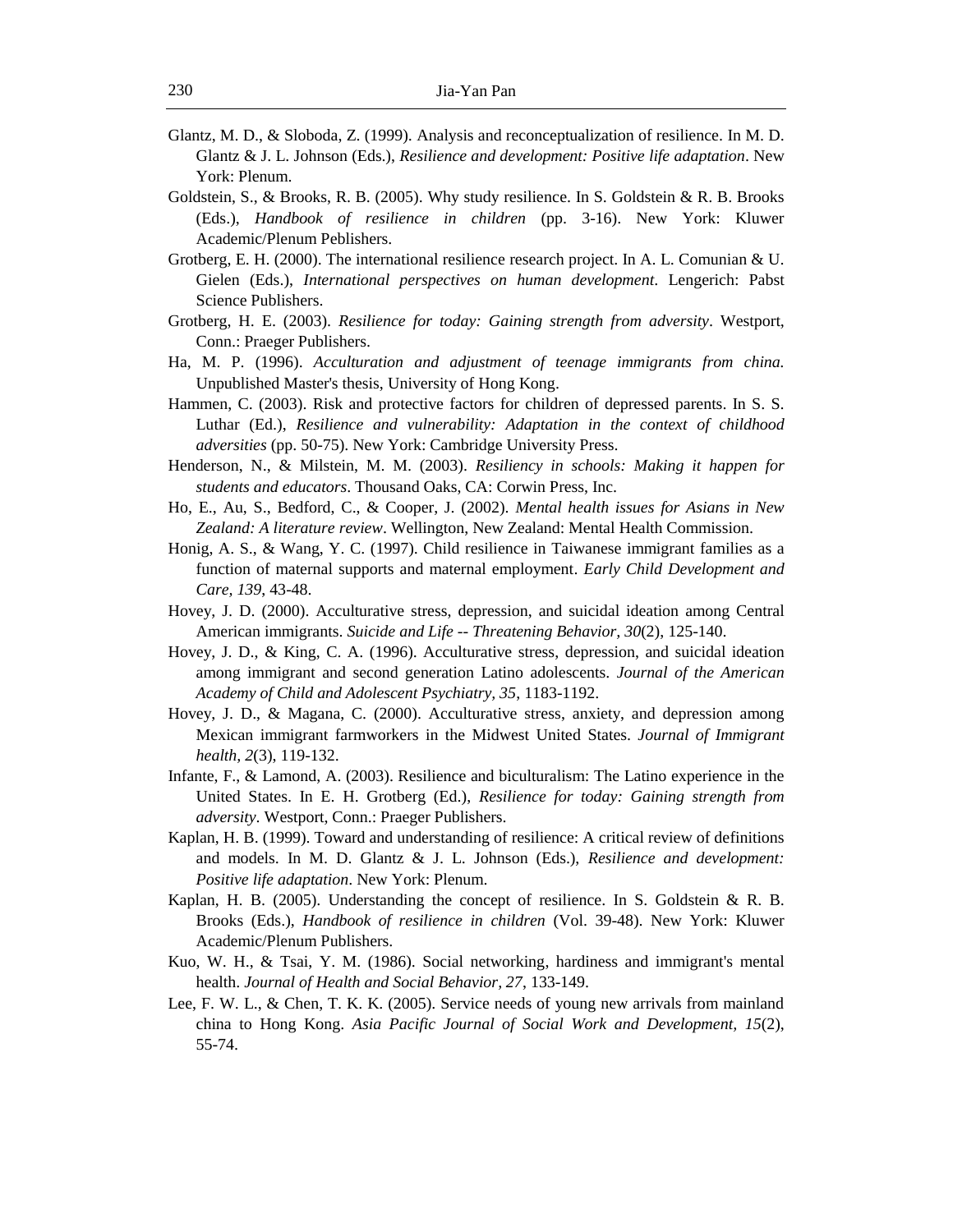Glantz, M. D., & Sloboda, Z. (1999). Analysis and reconceptualization of resilience. In M. D. Glantz & J. L. Johnson (Eds.), *Resilience and development: Positive life adaptation*. New York: Plenum.

Goldstein, S., & Brooks, R. B. (2005). Why study resilience. In S. Goldstein & R. B. Brooks (Eds.), *Handbook of resilience in children* (pp. 3-16). New York: Kluwer Academic/Plenum Peblishers.

Grotberg, E. H. (2000). The international resilience research project. In A. L. Comunian & U. Gielen (Eds.), *International perspectives on human development*. Lengerich: Pabst Science Publishers.

Grotberg, H. E. (2003). *Resilience for today: Gaining strength from adversity*. Westport, Conn.: Praeger Publishers.

Ha, M. P. (1996). *Acculturation and adjustment of teenage immigrants from china.* Unpublished Master's thesis, University of Hong Kong.

Hammen, C. (2003). Risk and protective factors for children of depressed parents. In S. S. Luthar (Ed.), *Resilience and vulnerability: Adaptation in the context of childhood adversities* (pp. 50-75). New York: Cambridge University Press.

Henderson, N., & Milstein, M. M. (2003). *Resiliency in schools: Making it happen for students and educators*. Thousand Oaks, CA: Corwin Press, Inc.

Ho, E., Au, S., Bedford, C., & Cooper, J. (2002). *Mental health issues for Asians in New Zealand: A literature review*. Wellington, New Zealand: Mental Health Commission.

Honig, A. S., & Wang, Y. C. (1997). Child resilience in Taiwanese immigrant families as a function of maternal supports and maternal employment. *Early Child Development and Care, 139*, 43-48.

Hovey, J. D. (2000). Acculturative stress, depression, and suicidal ideation among Central American immigrants. *Suicide and Life -- Threatening Behavior, 30*(2), 125-140.

Hovey, J. D., & King, C. A. (1996). Acculturative stress, depression, and suicidal ideation among immigrant and second generation Latino adolescents. *Journal of the American Academy of Child and Adolescent Psychiatry, 35*, 1183-1192.

Hovey, J. D., & Magana, C. (2000). Acculturative stress, anxiety, and depression among Mexican immigrant farmworkers in the Midwest United States. *Journal of Immigrant health, 2*(3), 119-132.

Infante, F., & Lamond, A. (2003). Resilience and biculturalism: The Latino experience in the United States. In E. H. Grotberg (Ed.), *Resilience for today: Gaining strength from adversity*. Westport, Conn.: Praeger Publishers.

Kaplan, H. B. (1999). Toward and understanding of resilience: A critical review of definitions and models. In M. D. Glantz & J. L. Johnson (Eds.), *Resilience and development: Positive life adaptation*. New York: Plenum.

Kaplan, H. B. (2005). Understanding the concept of resilience. In S. Goldstein & R. B. Brooks (Eds.), *Handbook of resilience in children* (Vol. 39-48). New York: Kluwer Academic/Plenum Publishers.

Kuo, W. H., & Tsai, Y. M. (1986). Social networking, hardiness and immigrant's mental health. *Journal of Health and Social Behavior, 27*, 133-149.

Lee, F. W. L., & Chen, T. K. K. (2005). Service needs of young new arrivals from mainland china to Hong Kong. *Asia Pacific Journal of Social Work and Development, 15*(2), 55-74.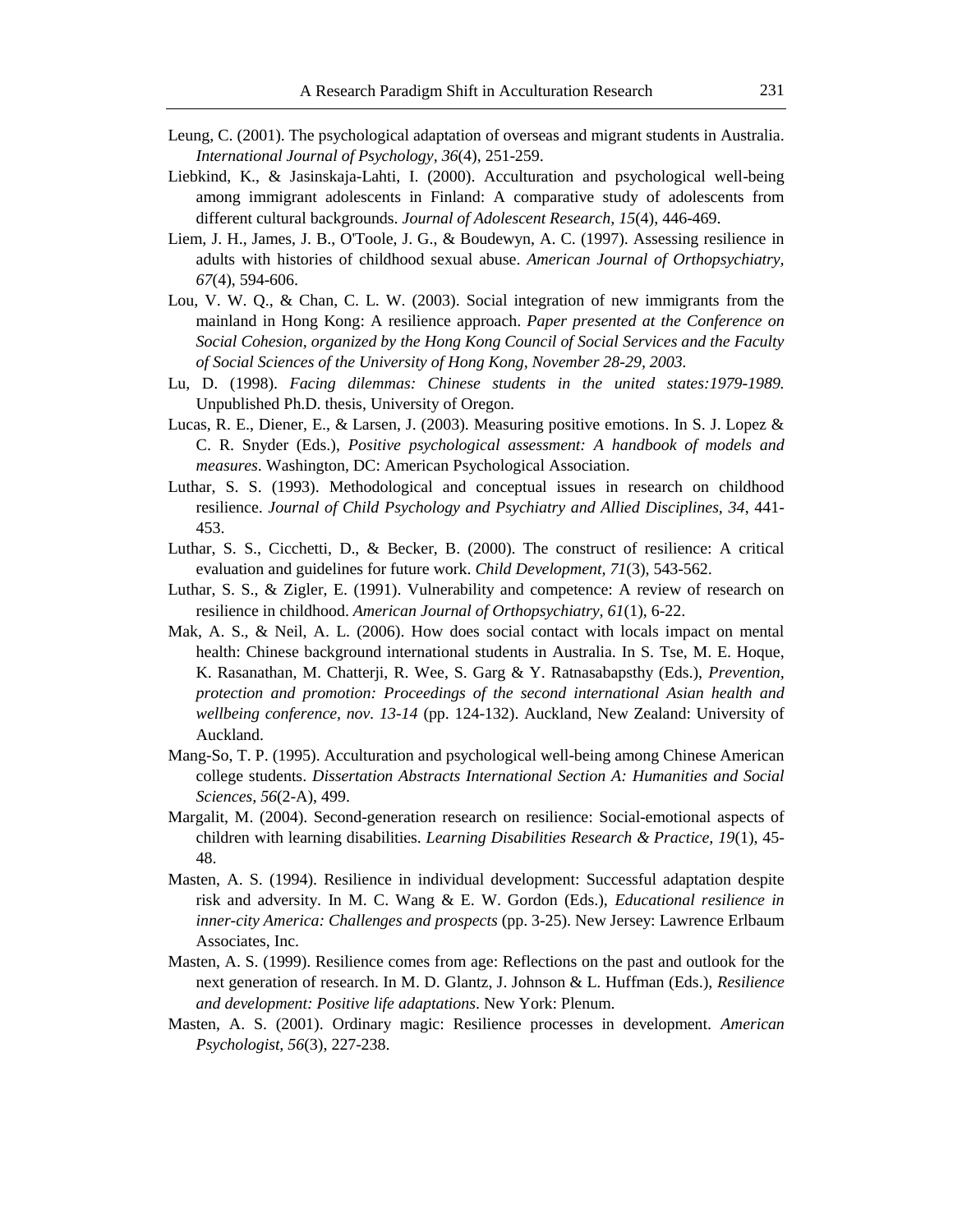Leung, C. (2001). The psychological adaptation of overseas and migrant students in Australia. *International Journal of Psychology, 36*(4), 251-259.

Liebkind, K., & Jasinskaja-Lahti, I. (2000). Acculturation and psychological well-being among immigrant adolescents in Finland: A comparative study of adolescents from different cultural backgrounds. *Journal of Adolescent Research, 15*(4), 446-469.

Liem, J. H., James, J. B., O'Toole, J. G., & Boudewyn, A. C. (1997). Assessing resilience in adults with histories of childhood sexual abuse. *American Journal of Orthopsychiatry, 67*(4), 594-606.

Lou, V. W. Q., & Chan, C. L. W. (2003). Social integration of new immigrants from the mainland in Hong Kong: A resilience approach. *Paper presented at the Conference on Social Cohesion, organized by the Hong Kong Council of Social Services and the Faculty of Social Sciences of the University of Hong Kong, November 28-29, 2003.*

Lu, D. (1998). *Facing dilemmas: Chinese students in the united states:1979-1989.* Unpublished Ph.D. thesis, University of Oregon.

Lucas, R. E., Diener, E., & Larsen, J. (2003). Measuring positive emotions. In S. J. Lopez & C. R. Snyder (Eds.), *Positive psychological assessment: A handbook of models and measures*. Washington, DC: American Psychological Association.

Luthar, S. S. (1993). Methodological and conceptual issues in research on childhood resilience. *Journal of Child Psychology and Psychiatry and Allied Disciplines, 34*, 441-453.

Luthar, S. S., Cicchetti, D., & Becker, B. (2000). The construct of resilience: A critical evaluation and guidelines for future work. *Child Development, 71*(3), 543-562.

Luthar, S. S., & Zigler, E. (1991). Vulnerability and competence: A review of research on resilience in childhood. *American Journal of Orthopsychiatry, 61*(1), 6-22.

Mak, A. S., & Neil, A. L. (2006). How does social contact with locals impact on mental health: Chinese background international students in Australia. In S. Tse, M. E. Hoque, K. Rasanathan, M. Chatterji, R. Wee, S. Garg & Y. Ratnasabapsthy (Eds.), *Prevention, protection and promotion: Proceedings of the second international Asian health and wellbeing conference, nov. 13-14* (pp. 124-132). Auckland, New Zealand: University of Auckland.

Mang-So, T. P. (1995). Acculturation and psychological well-being among Chinese American college students. *Dissertation Abstracts International Section A: Humanities and Social Sciences, 56*(2-A), 499.

Margalit, M. (2004). Second-generation research on resilience: Social-emotional aspects of children with learning disabilities. *Learning Disabilities Research & Practice, 19*(1), 45-48.

Masten, A. S. (1994). Resilience in individual development: Successful adaptation despite risk and adversity. In M. C. Wang & E. W. Gordon (Eds.), *Educational resilience in inner-city America: Challenges and prospects* (pp. 3-25). New Jersey: Lawrence Erlbaum Associates, Inc.

Masten, A. S. (1999). Resilience comes from age: Reflections on the past and outlook for the next generation of research. In M. D. Glantz, J. Johnson & L. Huffman (Eds.), *Resilience and development: Positive life adaptations*. New York: Plenum.

Masten, A. S. (2001). Ordinary magic: Resilience processes in development. *American Psychologist, 56*(3), 227-238.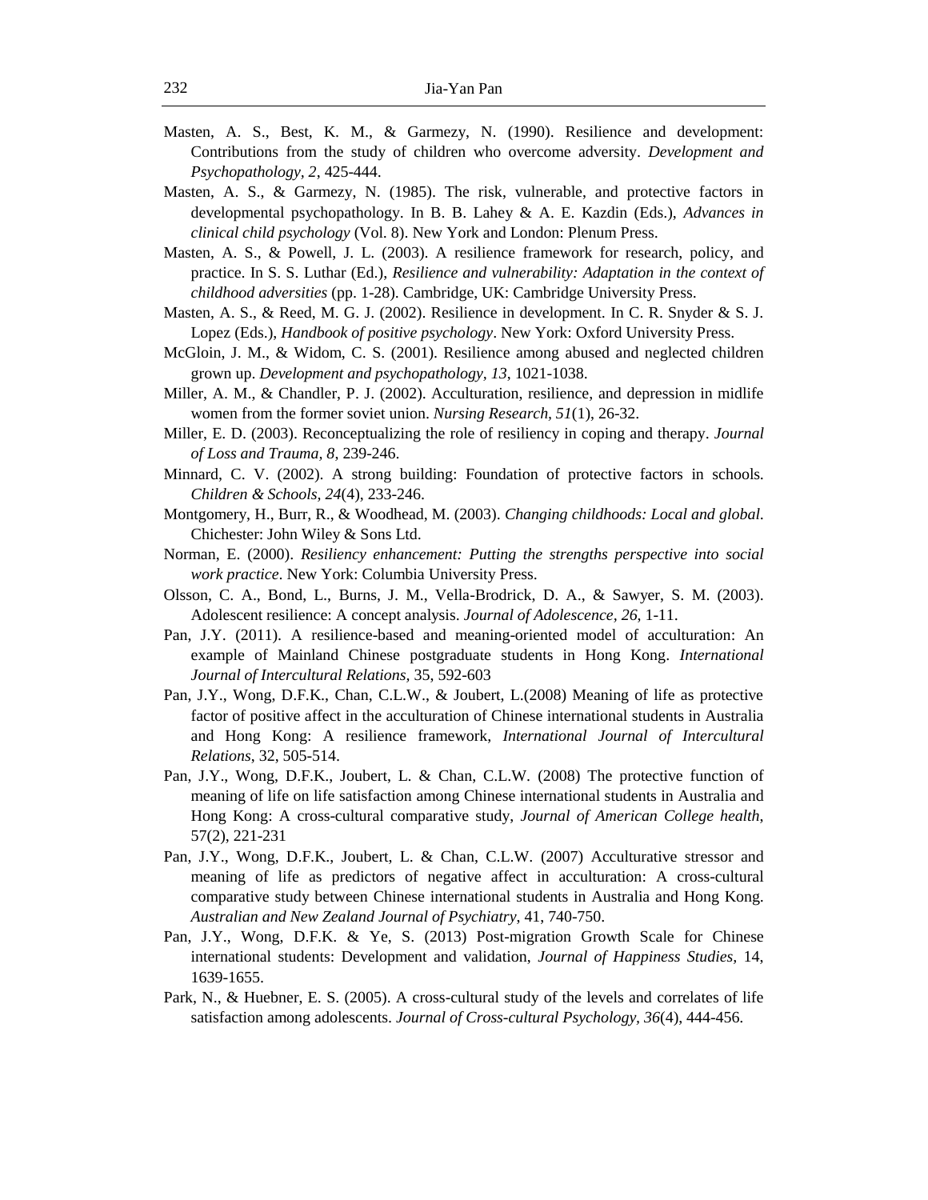Masten, A. S., Best, K. M., & Garmezy, N. (1990). Resilience and development: Contributions from the study of children who overcome adversity. *Development and Psychopathology, 2*, 425-444.

Masten, A. S., & Garmezy, N. (1985). The risk, vulnerable, and protective factors in developmental psychopathology. In B. B. Lahey & A. E. Kazdin (Eds.), *Advances in clinical child psychology* (Vol. 8). New York and London: Plenum Press.

Masten, A. S., & Powell, J. L. (2003). A resilience framework for research, policy, and practice. In S. S. Luthar (Ed.), *Resilience and vulnerability: Adaptation in the context of childhood adversities* (pp. 1-28). Cambridge, UK: Cambridge University Press.

Masten, A. S., & Reed, M. G. J. (2002). Resilience in development. In C. R. Snyder & S. J. Lopez (Eds.), *Handbook of positive psychology*. New York: Oxford University Press.

McGloin, J. M., & Widom, C. S. (2001). Resilience among abused and neglected children grown up. *Development and psychopathology, 13*, 1021-1038.

Miller, A. M., & Chandler, P. J. (2002). Acculturation, resilience, and depression in midlife women from the former soviet union. *Nursing Research, 51*(1), 26-32.

Miller, E. D. (2003). Reconceptualizing the role of resiliency in coping and therapy. *Journal of Loss and Trauma, 8*, 239-246.

Minnard, C. V. (2002). A strong building: Foundation of protective factors in schools. *Children & Schools, 24*(4), 233-246.

Montgomery, H., Burr, R., & Woodhead, M. (2003). *Changing childhoods: Local and global*. Chichester: John Wiley & Sons Ltd.

Norman, E. (2000). *Resiliency enhancement: Putting the strengths perspective into social work practice*. New York: Columbia University Press.

Olsson, C. A., Bond, L., Burns, J. M., Vella-Brodrick, D. A., & Sawyer, S. M. (2003). Adolescent resilience: A concept analysis. *Journal of Adolescence, 26*, 1-11.

Pan, J.Y. (2011). A resilience-based and meaning-oriented model of acculturation: An example of Mainland Chinese postgraduate students in Hong Kong. *International Journal of Intercultural Relations*, 35, 592-603

Pan, J.Y., Wong, D.F.K., Chan, C.L.W., & Joubert, L.(2008) Meaning of life as protective factor of positive affect in the acculturation of Chinese international students in Australia and Hong Kong: A resilience framework, *International Journal of Intercultural Relations*, 32, 505-514.

Pan, J.Y., Wong, D.F.K., Joubert, L. & Chan, C.L.W. (2008) The protective function of meaning of life on life satisfaction among Chinese international students in Australia and Hong Kong: A cross-cultural comparative study, *Journal of American College health*, 57(2), 221-231

Pan, J.Y., Wong, D.F.K., Joubert, L. & Chan, C.L.W. (2007) Acculturative stressor and meaning of life as predictors of negative affect in acculturation: A cross-cultural comparative study between Chinese international students in Australia and Hong Kong. *Australian and New Zealand Journal of Psychiatry*, 41, 740-750.

Pan, J.Y., Wong, D.F.K. & Ye, S. (2013) Post-migration Growth Scale for Chinese international students: Development and validation, *Journal of Happiness Studies*, 14, 1639-1655.

Park, N., & Huebner, E. S. (2005). A cross-cultural study of the levels and correlates of life satisfaction among adolescents. *Journal of Cross-cultural Psychology, 36*(4), 444-456.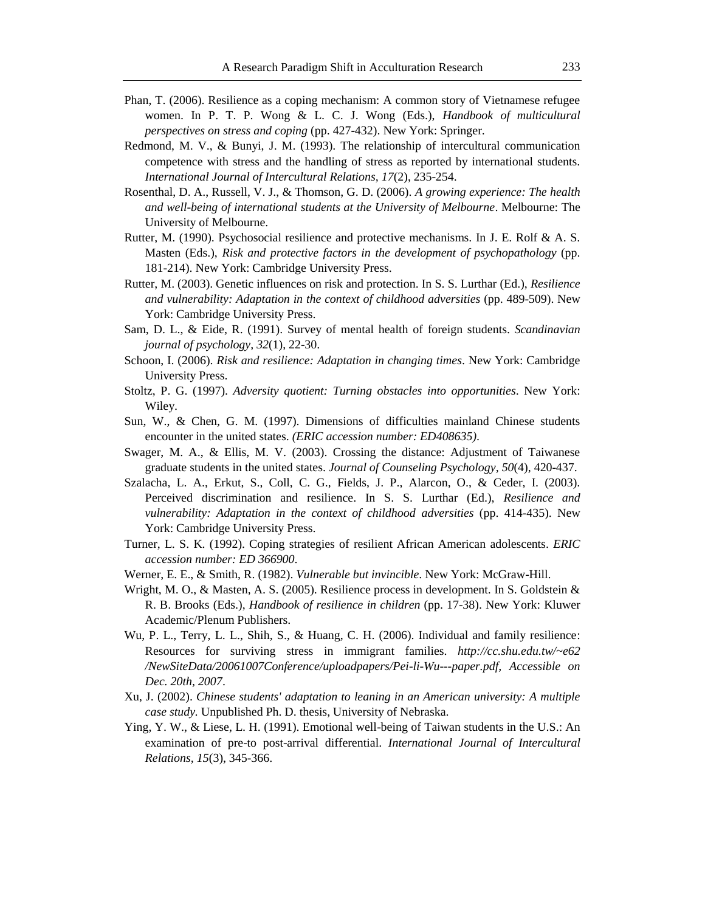Phan, T. (2006). Resilience as a coping mechanism: A common story of Vietnamese refugee women. In P. T. P. Wong & L. C. J. Wong (Eds.), *Handbook of multicultural perspectives on stress and coping* (pp. 427-432). New York: Springer.

Redmond, M. V., & Bunyi, J. M. (1993). The relationship of intercultural communication competence with stress and the handling of stress as reported by international students. *International Journal of Intercultural Relations, 17*(2), 235-254.

Rosenthal, D. A., Russell, V. J., & Thomson, G. D. (2006). *A growing experience: The health and well-being of international students at the University of Melbourne*. Melbourne: The University of Melbourne.

Rutter, M. (1990). Psychosocial resilience and protective mechanisms. In J. E. Rolf & A. S. Masten (Eds.), *Risk and protective factors in the development of psychopathology* (pp. 181-214). New York: Cambridge University Press.

Rutter, M. (2003). Genetic influences on risk and protection. In S. S. Lurthar (Ed.), *Resilience and vulnerability: Adaptation in the context of childhood adversities* (pp. 489-509). New York: Cambridge University Press.

Sam, D. L., & Eide, R. (1991). Survey of mental health of foreign students. *Scandinavian journal of psychology, 32*(1), 22-30.

Schoon, I. (2006). *Risk and resilience: Adaptation in changing times*. New York: Cambridge University Press.

Stoltz, P. G. (1997). *Adversity quotient: Turning obstacles into opportunities*. New York: Wiley.

Sun, W., & Chen, G. M. (1997). Dimensions of difficulties mainland Chinese students encounter in the united states. *(ERIC accession number: ED408635)*.

Swager, M. A., & Ellis, M. V. (2003). Crossing the distance: Adjustment of Taiwanese graduate students in the united states. *Journal of Counseling Psychology, 50*(4), 420-437.

Szalacha, L. A., Erkut, S., Coll, C. G., Fields, J. P., Alarcon, O., & Ceder, I. (2003). Perceived discrimination and resilience. In S. S. Lurthar (Ed.), *Resilience and vulnerability: Adaptation in the context of childhood adversities* (pp. 414-435). New York: Cambridge University Press.

Turner, L. S. K. (1992). Coping strategies of resilient African American adolescents. *ERIC accession number: ED 366900*.

Werner, E. E., & Smith, R. (1982). *Vulnerable but invincible*. New York: McGraw-Hill.

Wright, M. O., & Masten, A. S. (2005). Resilience process in development. In S. Goldstein & R. B. Brooks (Eds.), *Handbook of resilience in children* (pp. 17-38). New York: Kluwer Academic/Plenum Publishers.

Wu, P. L., Terry, L. L., Shih, S., & Huang, C. H. (2006). Individual and family resilience: Resources for surviving stress in immigrant families. *http://cc.shu.edu.tw/~e62/NewSiteData/20061007Conference/uploadpapers/Pei-li-Wu---paper.pdf, Accessible on Dec. 20th, 2007*.

Xu, J. (2002). *Chinese students' adaptation to leaning in an American university: A multiple case study.* Unpublished Ph. D. thesis, University of Nebraska.

Ying, Y. W., & Liese, L. H. (1991). Emotional well-being of Taiwan students in the U.S.: An examination of pre-to post-arrival differential. *International Journal of Intercultural Relations, 15*(3), 345-366.